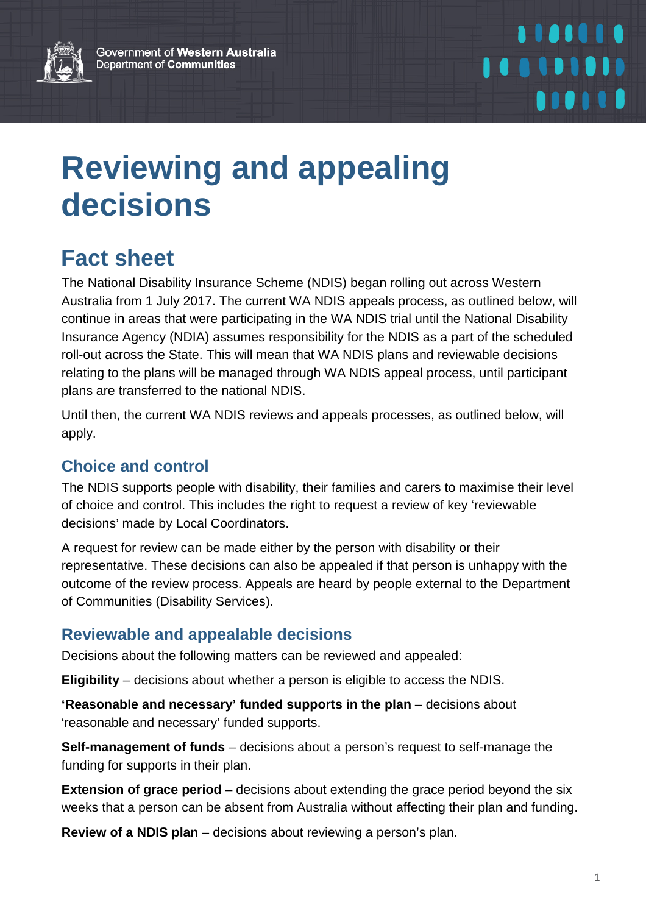Government of **Western Australia**
Department of **Communities**

# Reviewing and appealing decisions

## Fact sheet

The National Disability Insurance Scheme (NDIS) began rolling out across Western Australia from 1 July 2017. The current WA NDIS appeals process, as outlined below, will continue in areas that were participating in the WA NDIS trial until the National Disability Insurance Agency (NDIA) assumes responsibility for the NDIS as a part of the scheduled roll-out across the State. This will mean that WA NDIS plans and reviewable decisions relating to the plans will be managed through WA NDIS appeal process, until participant plans are transferred to the national NDIS.

Until then, the current WA NDIS reviews and appeals processes, as outlined below, will apply.

### Choice and control

The NDIS supports people with disability, their families and carers to maximise their level of choice and control. This includes the right to request a review of key 'reviewable decisions' made by Local Coordinators.

A request for review can be made either by the person with disability or their representative. These decisions can also be appealed if that person is unhappy with the outcome of the review process. Appeals are heard by people external to the Department of Communities (Disability Services).

### Reviewable and appealable decisions

Decisions about the following matters can be reviewed and appealed:

**Eligibility** – decisions about whether a person is eligible to access the NDIS.

**'Reasonable and necessary' funded supports in the plan** – decisions about 'reasonable and necessary' funded supports.

**Self-management of funds** – decisions about a person's request to self-manage the funding for supports in their plan.

**Extension of grace period** – decisions about extending the grace period beyond the six weeks that a person can be absent from Australia without affecting their plan and funding.

**Review of a NDIS plan** – decisions about reviewing a person's plan.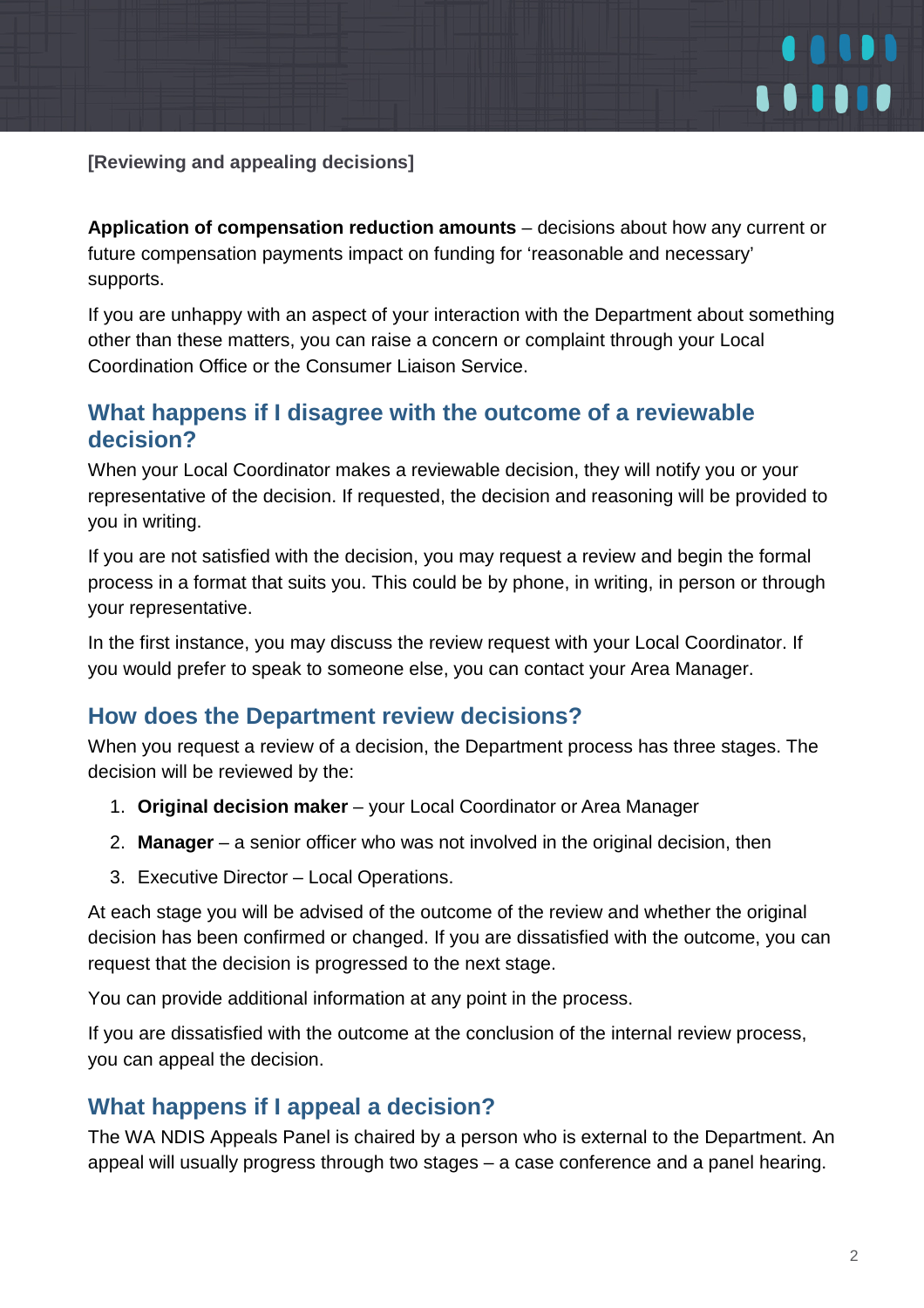[Reviewing and appealing decisions]

**Application of compensation reduction amounts** – decisions about how any current or future compensation payments impact on funding for 'reasonable and necessary' supports.

If you are unhappy with an aspect of your interaction with the Department about something other than these matters, you can raise a concern or complaint through your Local Coordination Office or the Consumer Liaison Service.

## What happens if I disagree with the outcome of a reviewable decision?

When your Local Coordinator makes a reviewable decision, they will notify you or your representative of the decision. If requested, the decision and reasoning will be provided to you in writing.

If you are not satisfied with the decision, you may request a review and begin the formal process in a format that suits you. This could be by phone, in writing, in person or through your representative.

In the first instance, you may discuss the review request with your Local Coordinator. If you would prefer to speak to someone else, you can contact your Area Manager.

## How does the Department review decisions?

When you request a review of a decision, the Department process has three stages. The decision will be reviewed by the:

1. **Original decision maker** – your Local Coordinator or Area Manager
2. **Manager** – a senior officer who was not involved in the original decision, then
3. Executive Director – Local Operations.

At each stage you will be advised of the outcome of the review and whether the original decision has been confirmed or changed. If you are dissatisfied with the outcome, you can request that the decision is progressed to the next stage.

You can provide additional information at any point in the process.

If you are dissatisfied with the outcome at the conclusion of the internal review process, you can appeal the decision.

## What happens if I appeal a decision?

The WA NDIS Appeals Panel is chaired by a person who is external to the Department. An appeal will usually progress through two stages – a case conference and a panel hearing.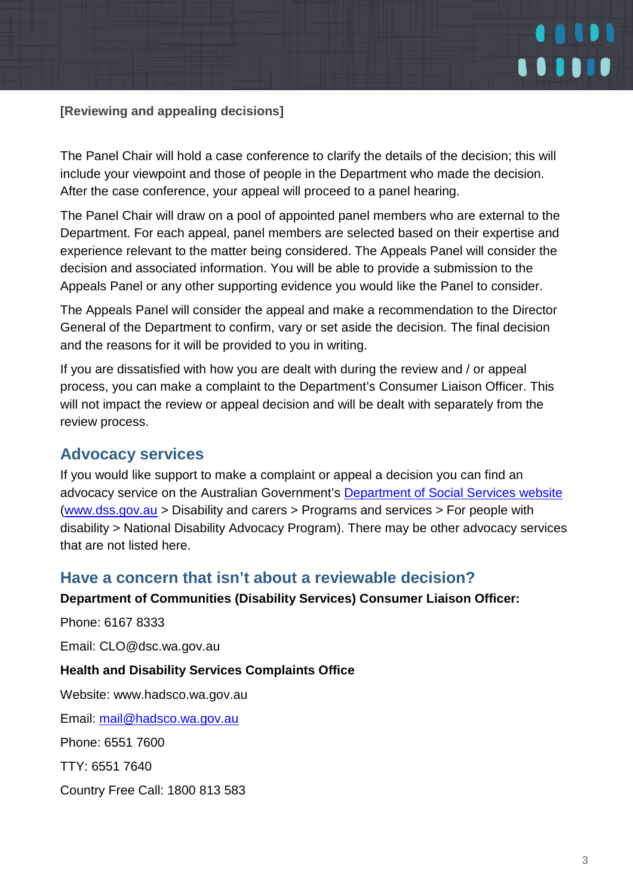**[Reviewing and appealing decisions]**

The Panel Chair will hold a case conference to clarify the details of the decision; this will include your viewpoint and those of people in the Department who made the decision. After the case conference, your appeal will proceed to a panel hearing.

The Panel Chair will draw on a pool of appointed panel members who are external to the Department. For each appeal, panel members are selected based on their expertise and experience relevant to the matter being considered. The Appeals Panel will consider the decision and associated information. You will be able to provide a submission to the Appeals Panel or any other supporting evidence you would like the Panel to consider.

The Appeals Panel will consider the appeal and make a recommendation to the Director General of the Department to confirm, vary or set aside the decision. The final decision and the reasons for it will be provided to you in writing.

If you are dissatisfied with how you are dealt with during the review and / or appeal process, you can make a complaint to the Department's Consumer Liaison Officer. This will not impact the review or appeal decision and will be dealt with separately from the review process.

## Advocacy services

If you would like support to make a complaint or appeal a decision you can find an advocacy service on the Australian Government's [Department of Social Services website](http://www.dss.gov.au) ([www.dss.gov.au](http://www.dss.gov.au) > Disability and carers > Programs and services > For people with disability > National Disability Advocacy Program). There may be other advocacy services that are not listed here.

## Have a concern that isn't about a reviewable decision?

**Department of Communities (Disability Services) Consumer Liaison Officer:**

Phone: 6167 8333

Email: CLO@dsc.wa.gov.au

**Health and Disability Services Complaints Office**

Website: www.hadsco.wa.gov.au

Email: [mail@hadsco.wa.gov.au](mailto:mail@hadsco.wa.gov.au)

Phone: 6551 7600

TTY: 6551 7640

Country Free Call: 1800 813 583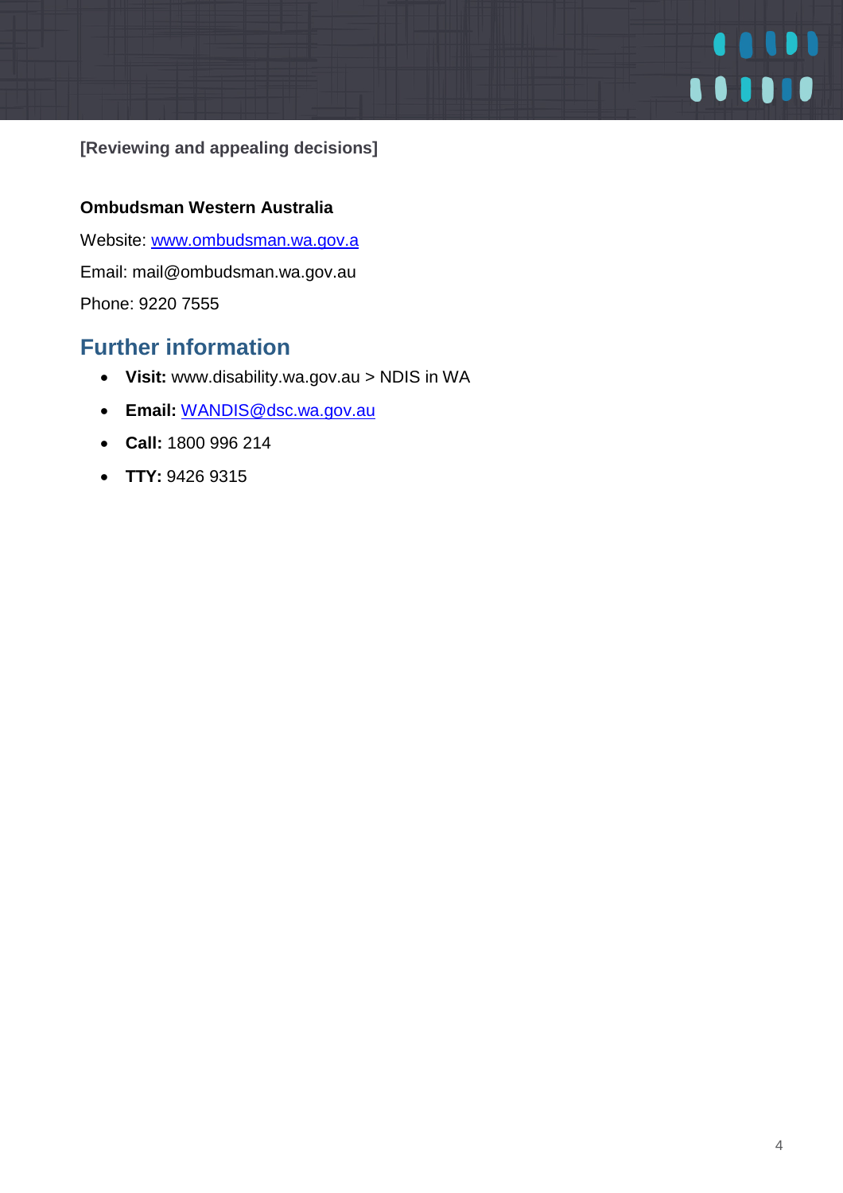[Reviewing and appealing decisions]

**Ombudsman Western Australia**

Website: www.ombudsman.wa.gov.a

Email: mail@ombudsman.wa.gov.au

Phone: 9220 7555

## Further information

- **Visit:** www.disability.wa.gov.au > NDIS in WA
- **Email:** WANDIS@dsc.wa.gov.au
- **Call:** 1800 996 214
- **TTY:** 9426 9315